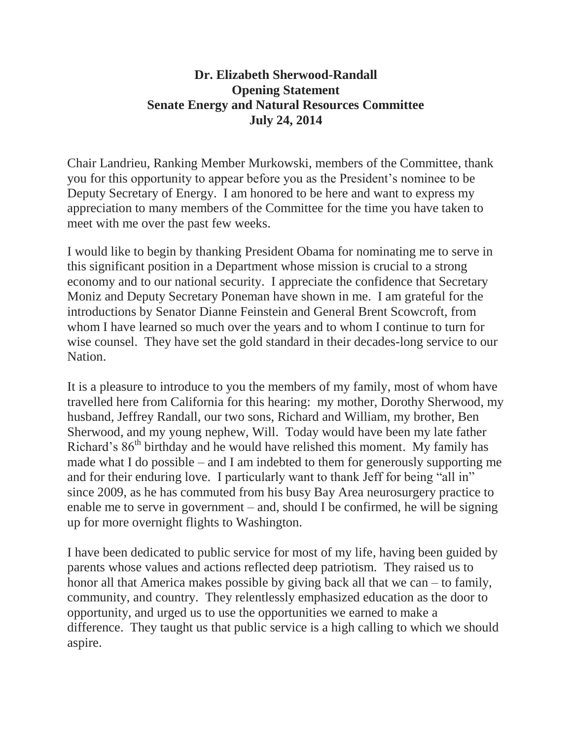**Dr. Elizabeth Sherwood-Randall**
**Opening Statement**
**Senate Energy and Natural Resources Committee**
**July 24, 2014**

Chair Landrieu, Ranking Member Murkowski, members of the Committee, thank you for this opportunity to appear before you as the President's nominee to be Deputy Secretary of Energy. I am honored to be here and want to express my appreciation to many members of the Committee for the time you have taken to meet with me over the past few weeks.

I would like to begin by thanking President Obama for nominating me to serve in this significant position in a Department whose mission is crucial to a strong economy and to our national security. I appreciate the confidence that Secretary Moniz and Deputy Secretary Poneman have shown in me. I am grateful for the introductions by Senator Dianne Feinstein and General Brent Scowcroft, from whom I have learned so much over the years and to whom I continue to turn for wise counsel. They have set the gold standard in their decades-long service to our Nation.

It is a pleasure to introduce to you the members of my family, most of whom have travelled here from California for this hearing: my mother, Dorothy Sherwood, my husband, Jeffrey Randall, our two sons, Richard and William, my brother, Ben Sherwood, and my young nephew, Will. Today would have been my late father Richard's 86th birthday and he would have relished this moment. My family has made what I do possible – and I am indebted to them for generously supporting me and for their enduring love. I particularly want to thank Jeff for being "all in" since 2009, as he has commuted from his busy Bay Area neurosurgery practice to enable me to serve in government – and, should I be confirmed, he will be signing up for more overnight flights to Washington.

I have been dedicated to public service for most of my life, having been guided by parents whose values and actions reflected deep patriotism. They raised us to honor all that America makes possible by giving back all that we can – to family, community, and country. They relentlessly emphasized education as the door to opportunity, and urged us to use the opportunities we earned to make a difference. They taught us that public service is a high calling to which we should aspire.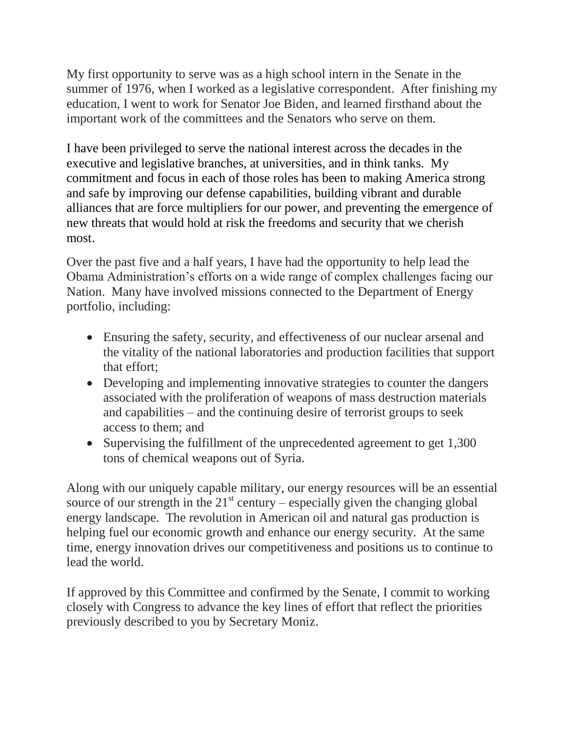My first opportunity to serve was as a high school intern in the Senate in the summer of 1976, when I worked as a legislative correspondent. After finishing my education, I went to work for Senator Joe Biden, and learned firsthand about the important work of the committees and the Senators who serve on them.

I have been privileged to serve the national interest across the decades in the executive and legislative branches, at universities, and in think tanks. My commitment and focus in each of those roles has been to making America strong and safe by improving our defense capabilities, building vibrant and durable alliances that are force multipliers for our power, and preventing the emergence of new threats that would hold at risk the freedoms and security that we cherish most.

Over the past five and a half years, I have had the opportunity to help lead the Obama Administration's efforts on a wide range of complex challenges facing our Nation. Many have involved missions connected to the Department of Energy portfolio, including:

- Ensuring the safety, security, and effectiveness of our nuclear arsenal and the vitality of the national laboratories and production facilities that support that effort;
- Developing and implementing innovative strategies to counter the dangers associated with the proliferation of weapons of mass destruction materials and capabilities – and the continuing desire of terrorist groups to seek access to them; and
- Supervising the fulfillment of the unprecedented agreement to get 1,300 tons of chemical weapons out of Syria.

Along with our uniquely capable military, our energy resources will be an essential source of our strength in the 21st century – especially given the changing global energy landscape. The revolution in American oil and natural gas production is helping fuel our economic growth and enhance our energy security. At the same time, energy innovation drives our competitiveness and positions us to continue to lead the world.

If approved by this Committee and confirmed by the Senate, I commit to working closely with Congress to advance the key lines of effort that reflect the priorities previously described to you by Secretary Moniz.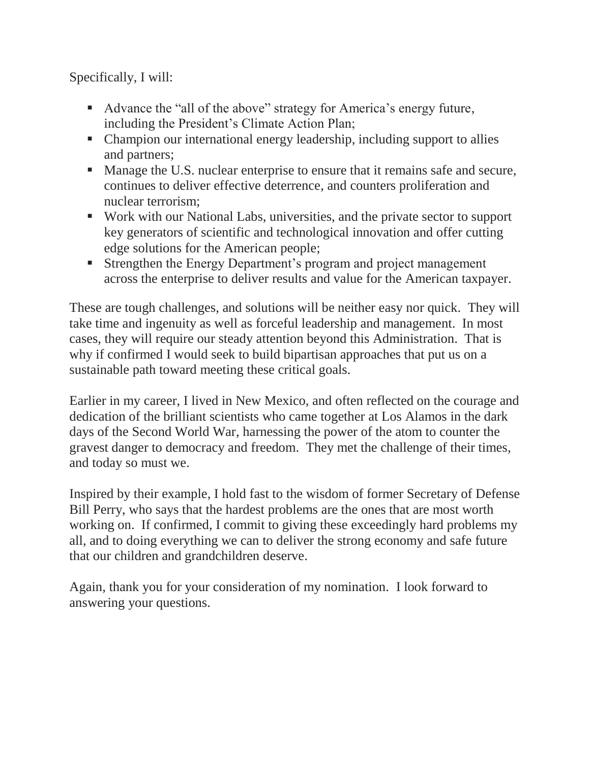Specifically, I will:

- Advance the "all of the above" strategy for America's energy future, including the President's Climate Action Plan;
- Champion our international energy leadership, including support to allies and partners;
- Manage the U.S. nuclear enterprise to ensure that it remains safe and secure, continues to deliver effective deterrence, and counters proliferation and nuclear terrorism;
- Work with our National Labs, universities, and the private sector to support key generators of scientific and technological innovation and offer cutting edge solutions for the American people;
- Strengthen the Energy Department's program and project management across the enterprise to deliver results and value for the American taxpayer.

These are tough challenges, and solutions will be neither easy nor quick. They will take time and ingenuity as well as forceful leadership and management. In most cases, they will require our steady attention beyond this Administration. That is why if confirmed I would seek to build bipartisan approaches that put us on a sustainable path toward meeting these critical goals.

Earlier in my career, I lived in New Mexico, and often reflected on the courage and dedication of the brilliant scientists who came together at Los Alamos in the dark days of the Second World War, harnessing the power of the atom to counter the gravest danger to democracy and freedom. They met the challenge of their times, and today so must we.

Inspired by their example, I hold fast to the wisdom of former Secretary of Defense Bill Perry, who says that the hardest problems are the ones that are most worth working on. If confirmed, I commit to giving these exceedingly hard problems my all, and to doing everything we can to deliver the strong economy and safe future that our children and grandchildren deserve.

Again, thank you for your consideration of my nomination. I look forward to answering your questions.